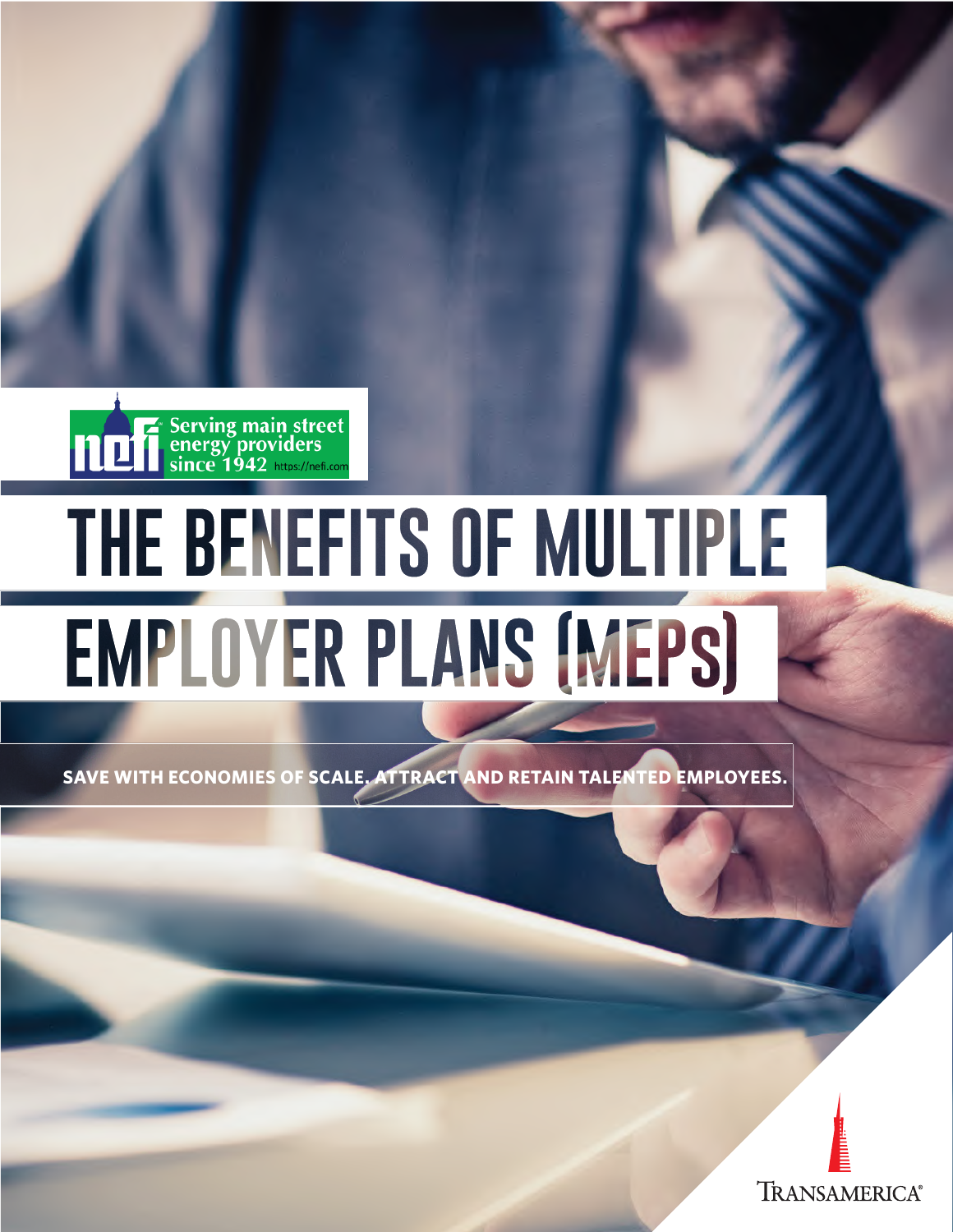Serving main street energy providers since 1942 https://nefi.com

# THE BENEFITS OF MULTIPLE EMPLOYER PLANS (MEPs)

**SAVE WITH ECONOMIES OF SCALE. ATTRACT AND RETAIN TALENTED EMPLOYEES.**

TRANSAMERICA®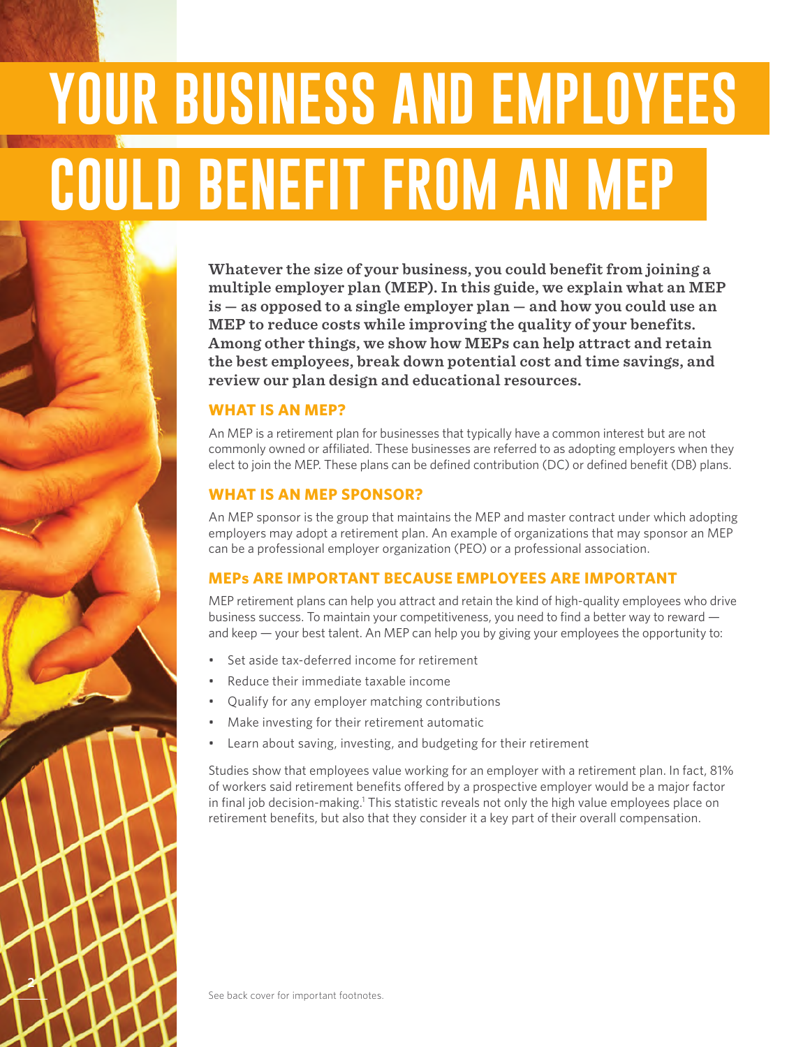# YOUR BUSINESS AND EMPLOYEES COULD BENEFIT FROM AN MEP

**Whatever the size of your business, you could benefit from joining a multiple employer plan (MEP). In this guide, we explain what an MEP is — as opposed to a single employer plan — and how you could use an MEP to reduce costs while improving the quality of your benefits. Among other things, we show how MEPs can help attract and retain the best employees, break down potential cost and time savings, and review our plan design and educational resources.**

## WHAT IS AN MEP?

An MEP is a retirement plan for businesses that typically have a common interest but are not commonly owned or affiliated. These businesses are referred to as adopting employers when they elect to join the MEP. These plans can be defined contribution (DC) or defined benefit (DB) plans.

## WHAT IS AN MEP SPONSOR?

An MEP sponsor is the group that maintains the MEP and master contract under which adopting employers may adopt a retirement plan. An example of organizations that may sponsor an MEP can be a professional employer organization (PEO) or a professional association.

## MEPs ARE IMPORTANT BECAUSE EMPLOYEES ARE IMPORTANT

MEP retirement plans can help you attract and retain the kind of high-quality employees who drive business success. To maintain your competitiveness, you need to find a better way to reward — and keep — your best talent. An MEP can help you by giving your employees the opportunity to:

- Set aside tax-deferred income for retirement
- Reduce their immediate taxable income
- Qualify for any employer matching contributions
- Make investing for their retirement automatic
- Learn about saving, investing, and budgeting for their retirement

Studies show that employees value working for an employer with a retirement plan. In fact, 81% of workers said retirement benefits offered by a prospective employer would be a major factor in final job decision-making.[1] This statistic reveals not only the high value employees place on retirement benefits, but also that they consider it a key part of their overall compensation.

See back cover for important footnotes.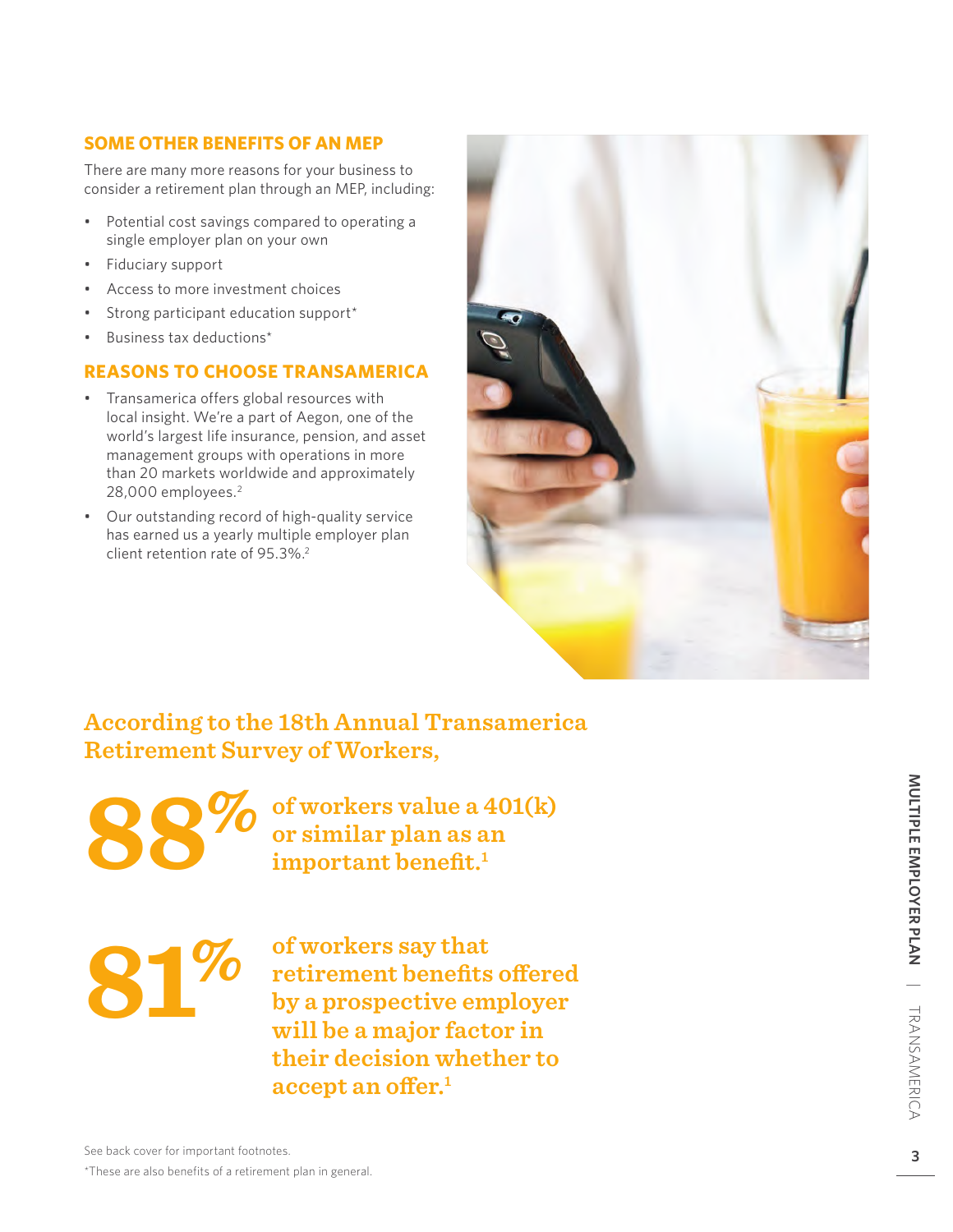## SOME OTHER BENEFITS OF AN MEP

There are many more reasons for your business to consider a retirement plan through an MEP, including:

- Potential cost savings compared to operating a single employer plan on your own
- Fiduciary support
- Access to more investment choices
- Strong participant education support*
- Business tax deductions*

## REASONS TO CHOOSE TRANSAMERICA

- Transamerica offers global resources with local insight. We're a part of Aegon, one of the world's largest life insurance, pension, and asset management groups with operations in more than 20 markets worldwide and approximately 28,000 employees.[2]
- Our outstanding record of high-quality service has earned us a yearly multiple employer plan client retention rate of 95.3%.[2]

**According to the 18th Annual Transamerica Retirement Survey of Workers,**

**88%** of workers value a 401(k) or similar plan as an important benefit.[1]

**81%** of workers say that retirement benefits offered by a prospective employer will be a major factor in their decision whether to accept an offer.[1]

See back cover for important footnotes.

*These are also benefits of a retirement plan in general.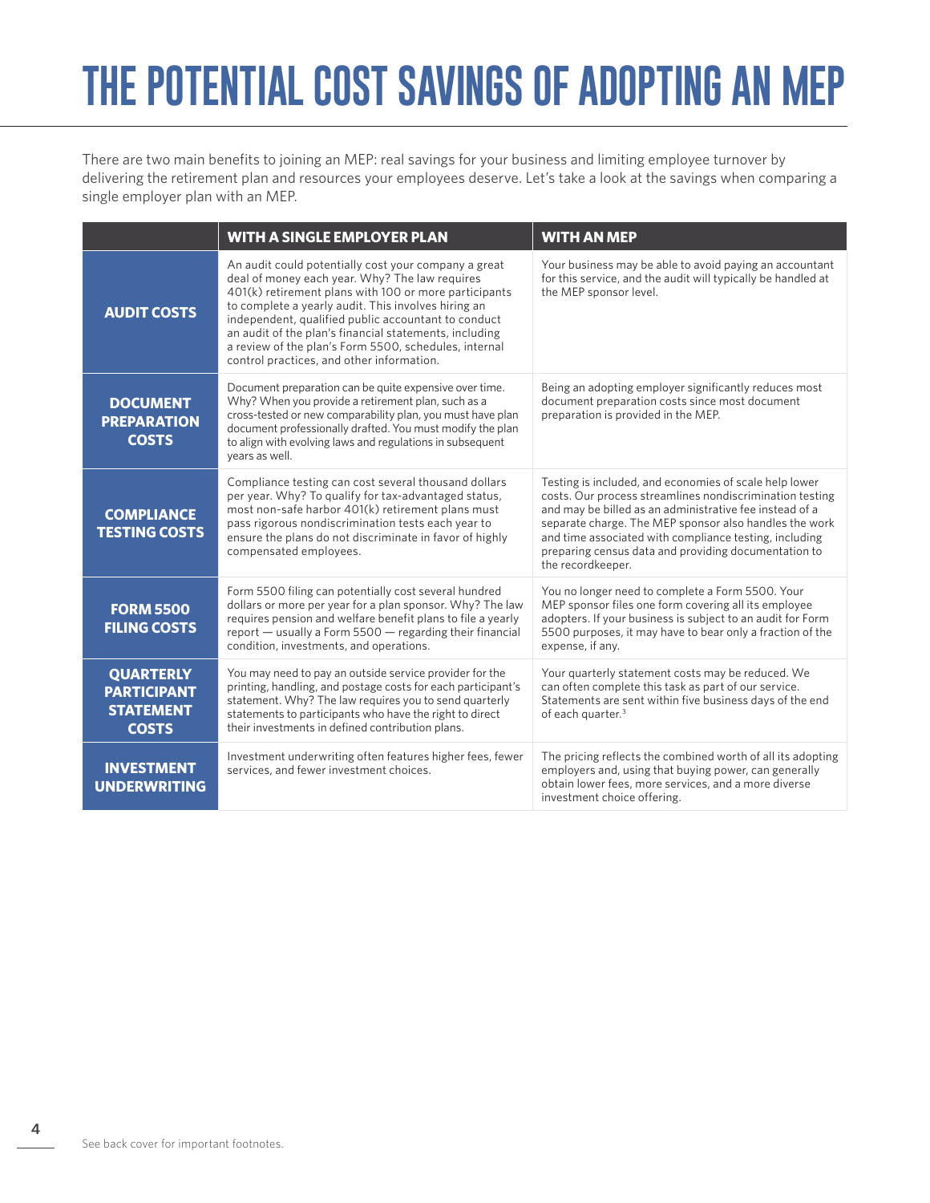# THE POTENTIAL COST SAVINGS OF ADOPTING AN MEP

There are two main benefits to joining an MEP: real savings for your business and limiting employee turnover by delivering the retirement plan and resources your employees deserve. Let's take a look at the savings when comparing a single employer plan with an MEP.

| | WITH A SINGLE EMPLOYER PLAN | WITH AN MEP |
|---|---|---|
| **AUDIT COSTS** | An audit could potentially cost your company a great deal of money each year. Why? The law requires 401(k) retirement plans with 100 or more participants to complete a yearly audit. This involves hiring an independent, qualified public accountant to conduct an audit of the plan's financial statements, including a review of the plan's Form 5500, schedules, internal control practices, and other information. | Your business may be able to avoid paying an accountant for this service, and the audit will typically be handled at the MEP sponsor level. |
| **DOCUMENT PREPARATION COSTS** | Document preparation can be quite expensive over time. Why? When you provide a retirement plan, such as a cross-tested or new comparability plan, you must have plan document professionally drafted. You must modify the plan to align with evolving laws and regulations in subsequent years as well. | Being an adopting employer significantly reduces most document preparation costs since most document preparation is provided in the MEP. |
| **COMPLIANCE TESTING COSTS** | Compliance testing can cost several thousand dollars per year. Why? To qualify for tax-advantaged status, most non-safe harbor 401(k) retirement plans must pass rigorous nondiscrimination tests each year to ensure the plans do not discriminate in favor of highly compensated employees. | Testing is included, and economies of scale help lower costs. Our process streamlines nondiscrimination testing and may be billed as an administrative fee instead of a separate charge. The MEP sponsor also handles the work and time associated with compliance testing, including preparing census data and providing documentation to the recordkeeper. |
| **FORM 5500 FILING COSTS** | Form 5500 filing can potentially cost several hundred dollars or more per year for a plan sponsor. Why? The law requires pension and welfare benefit plans to file a yearly report — usually a Form 5500 — regarding their financial condition, investments, and operations. | You no longer need to complete a Form 5500. Your MEP sponsor files one form covering all its employee adopters. If your business is subject to an audit for Form 5500 purposes, it may have to bear only a fraction of the expense, if any. |
| **QUARTERLY PARTICIPANT STATEMENT COSTS** | You may need to pay an outside service provider for the printing, handling, and postage costs for each participant's statement. Why? The law requires you to send quarterly statements to participants who have the right to direct their investments in defined contribution plans. | Your quarterly statement costs may be reduced. We can often complete this task as part of our service. Statements are sent within five business days of the end of each quarter.[3] |
| **INVESTMENT UNDERWRITING** | Investment underwriting often features higher fees, fewer services, and fewer investment choices. | The pricing reflects the combined worth of all its adopting employers and, using that buying power, can generally obtain lower fees, more services, and a more diverse investment choice offering. |

See back cover for important footnotes.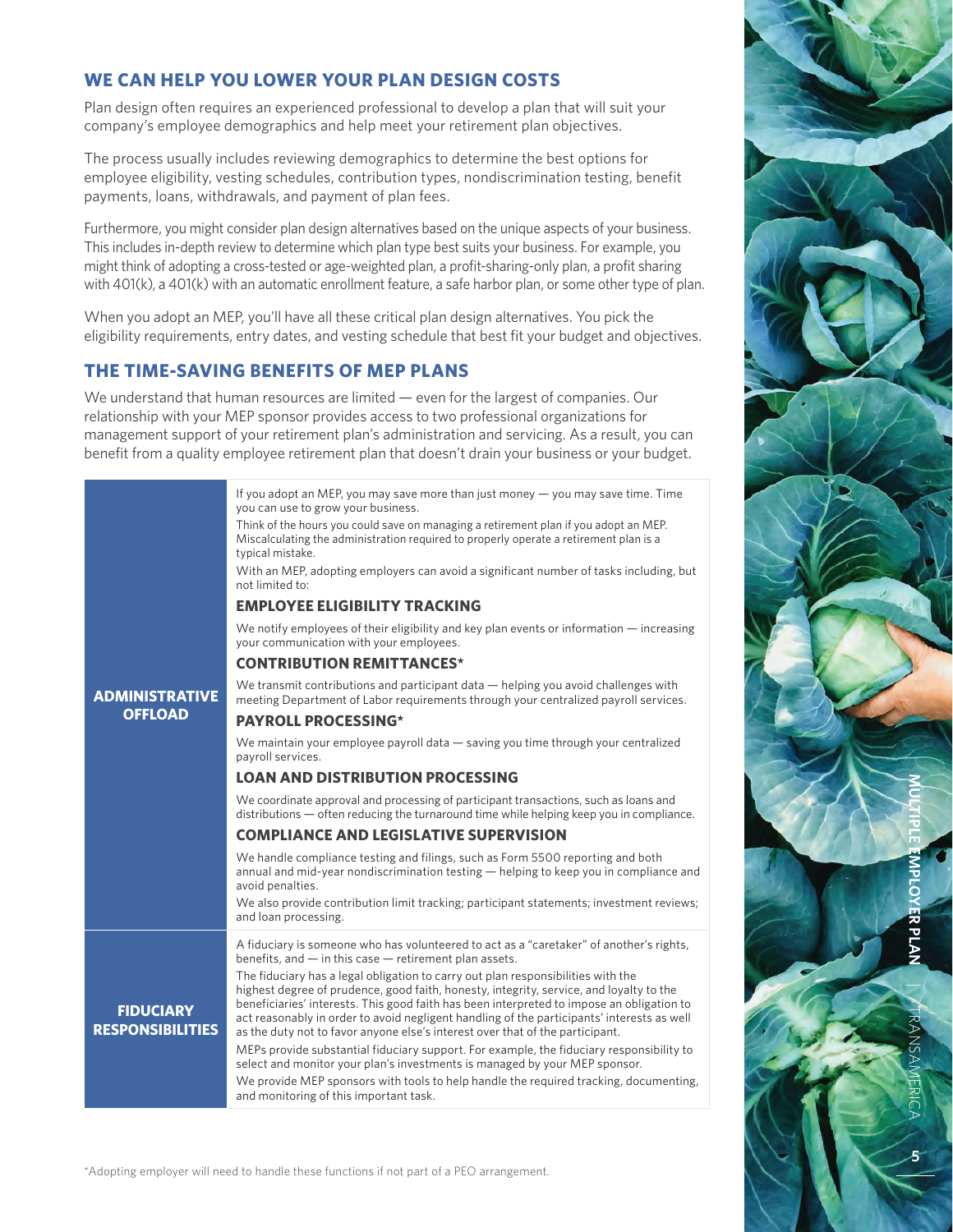## WE CAN HELP YOU LOWER YOUR PLAN DESIGN COSTS

Plan design often requires an experienced professional to develop a plan that will suit your company's employee demographics and help meet your retirement plan objectives.

The process usually includes reviewing demographics to determine the best options for employee eligibility, vesting schedules, contribution types, nondiscrimination testing, benefit payments, loans, withdrawals, and payment of plan fees.

Furthermore, you might consider plan design alternatives based on the unique aspects of your business. This includes in-depth review to determine which plan type best suits your business. For example, you might think of adopting a cross-tested or age-weighted plan, a profit-sharing-only plan, a profit sharing with 401(k), a 401(k) with an automatic enrollment feature, a safe harbor plan, or some other type of plan.

When you adopt an MEP, you'll have all these critical plan design alternatives. You pick the eligibility requirements, entry dates, and vesting schedule that best fit your budget and objectives.

## THE TIME-SAVING BENEFITS OF MEP PLANS

We understand that human resources are limited — even for the largest of companies. Our relationship with your MEP sponsor provides access to two professional organizations for management support of your retirement plan's administration and servicing. As a result, you can benefit from a quality employee retirement plan that doesn't drain your business or your budget.

### ADMINISTRATIVE OFFLOAD

If you adopt an MEP, you may save more than just money — you may save time. Time you can use to grow your business.

Think of the hours you could save on managing a retirement plan if you adopt an MEP. Miscalculating the administration required to properly operate a retirement plan is a typical mistake.

With an MEP, adopting employers can avoid a significant number of tasks including, but not limited to:

**EMPLOYEE ELIGIBILITY TRACKING**

We notify employees of their eligibility and key plan events or information — increasing your communication with your employees.

**CONTRIBUTION REMITTANCES***

We transmit contributions and participant data — helping you avoid challenges with meeting Department of Labor requirements through your centralized payroll services.

**PAYROLL PROCESSING***

We maintain your employee payroll data — saving you time through your centralized payroll services.

**LOAN AND DISTRIBUTION PROCESSING**

We coordinate approval and processing of participant transactions, such as loans and distributions — often reducing the turnaround time while helping keep you in compliance.

**COMPLIANCE AND LEGISLATIVE SUPERVISION**

We handle compliance testing and filings, such as Form 5500 reporting and both annual and mid-year nondiscrimination testing — helping to keep you in compliance and avoid penalties.

We also provide contribution limit tracking; participant statements; investment reviews; and loan processing.

### FIDUCIARY RESPONSIBILITIES

A fiduciary is someone who has volunteered to act as a "caretaker" of another's rights, benefits, and — in this case — retirement plan assets.

The fiduciary has a legal obligation to carry out plan responsibilities with the highest degree of prudence, good faith, honesty, integrity, service, and loyalty to the beneficiaries' interests. This good faith has been interpreted to impose an obligation to act reasonably in order to avoid negligent handling of the participants' interests as well as the duty not to favor anyone else's interest over that of the participant.

MEPs provide substantial fiduciary support. For example, the fiduciary responsibility to select and monitor your plan's investments is managed by your MEP sponsor.

We provide MEP sponsors with tools to help handle the required tracking, documenting, and monitoring of this important task.

*Adopting employer will need to handle these functions if not part of a PEO arrangement.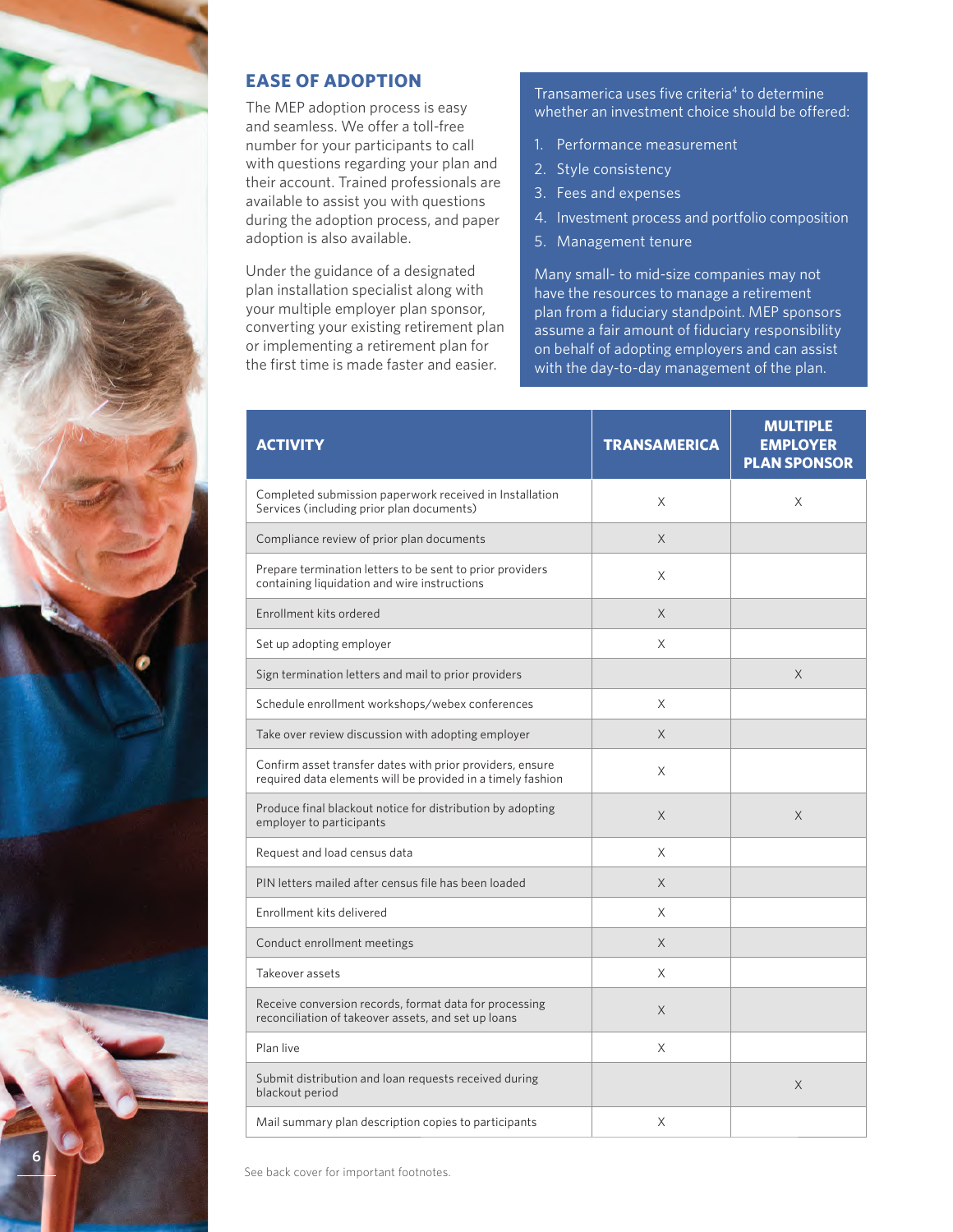## EASE OF ADOPTION

The MEP adoption process is easy and seamless. We offer a toll-free number for your participants to call with questions regarding your plan and their account. Trained professionals are available to assist you with questions during the adoption process, and paper adoption is also available.

Under the guidance of a designated plan installation specialist along with your multiple employer plan sponsor, converting your existing retirement plan or implementing a retirement plan for the first time is made faster and easier.

Transamerica uses five criteria[4] to determine whether an investment choice should be offered:

1. Performance measurement
2. Style consistency
3. Fees and expenses
4. Investment process and portfolio composition
5. Management tenure

Many small- to mid-size companies may not have the resources to manage a retirement plan from a fiduciary standpoint. MEP sponsors assume a fair amount of fiduciary responsibility on behalf of adopting employers and can assist with the day-to-day management of the plan.

| ACTIVITY | TRANSAMERICA | MULTIPLE EMPLOYER PLAN SPONSOR |
|---|---|---|
| Completed submission paperwork received in Installation Services (including prior plan documents) | X | X |
| Compliance review of prior plan documents | X | |
| Prepare termination letters to be sent to prior providers containing liquidation and wire instructions | X | |
| Enrollment kits ordered | X | |
| Set up adopting employer | X | |
| Sign termination letters and mail to prior providers | | X |
| Schedule enrollment workshops/webex conferences | X | |
| Take over review discussion with adopting employer | X | |
| Confirm asset transfer dates with prior providers, ensure required data elements will be provided in a timely fashion | X | |
| Produce final blackout notice for distribution by adopting employer to participants | X | X |
| Request and load census data | X | |
| PIN letters mailed after census file has been loaded | X | |
| Enrollment kits delivered | X | |
| Conduct enrollment meetings | X | |
| Takeover assets | X | |
| Receive conversion records, format data for processing reconciliation of takeover assets, and set up loans | X | |
| Plan live | X | |
| Submit distribution and loan requests received during blackout period | | X |
| Mail summary plan description copies to participants | X | |

See back cover for important footnotes.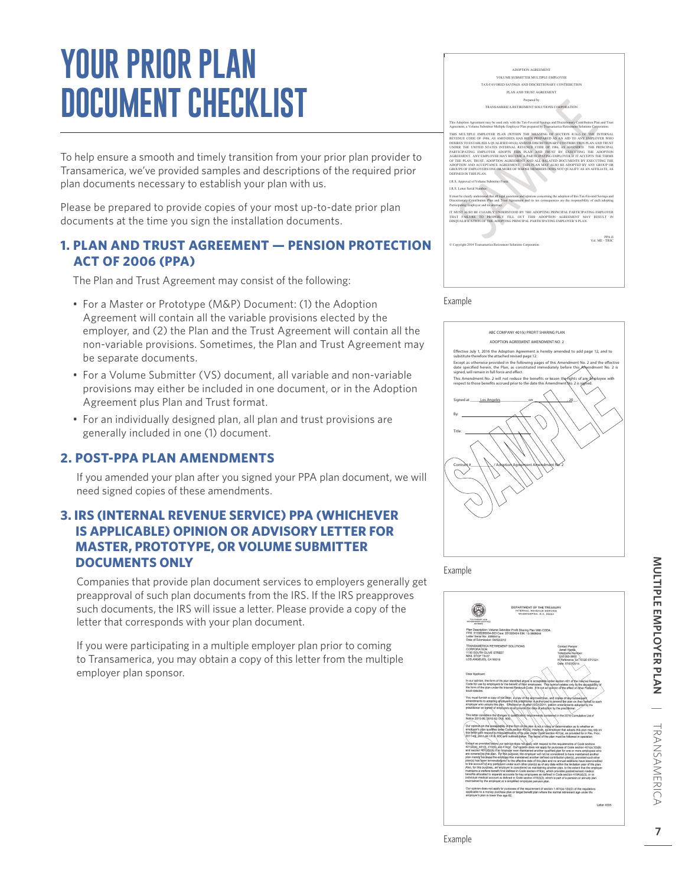# YOUR PRIOR PLAN DOCUMENT CHECKLIST

To help ensure a smooth and timely transition from your prior plan provider to Transamerica, we've provided samples and descriptions of the required prior plan documents necessary to establish your plan with us.

Please be prepared to provide copies of your most up-to-date prior plan documents at the time you sign the installation documents.

## 1. PLAN AND TRUST AGREEMENT — PENSION PROTECTION ACT OF 2006 (PPA)

The Plan and Trust Agreement may consist of the following:

- For a Master or Prototype (M&P) Document: (1) the Adoption Agreement will contain all the variable provisions elected by the employer, and (2) the Plan and the Trust Agreement will contain all the non-variable provisions. Sometimes, the Plan and Trust Agreement may be separate documents.
- For a Volume Submitter (VS) document, all variable and non-variable provisions may either be included in one document, or in the Adoption Agreement plus Plan and Trust format.
- For an individually designed plan, all plan and trust provisions are generally included in one (1) document.

## 2. POST-PPA PLAN AMENDMENTS

If you amended your plan after you signed your PPA plan document, we will need signed copies of these amendments.

## 3. IRS (INTERNAL REVENUE SERVICE) PPA (WHICHEVER IS APPLICABLE) OPINION OR ADVISORY LETTER FOR MASTER, PROTOTYPE, OR VOLUME SUBMITTER DOCUMENTS ONLY

Companies that provide plan document services to employers generally get preapproval of such plan documents from the IRS. If the IRS preapproves such documents, the IRS will issue a letter. Please provide a copy of the letter that corresponds with your plan document.

If you were participating in a multiple employer plan prior to coming to Transamerica, you may obtain a copy of this letter from the multiple employer plan sponsor.

Example

Example

Example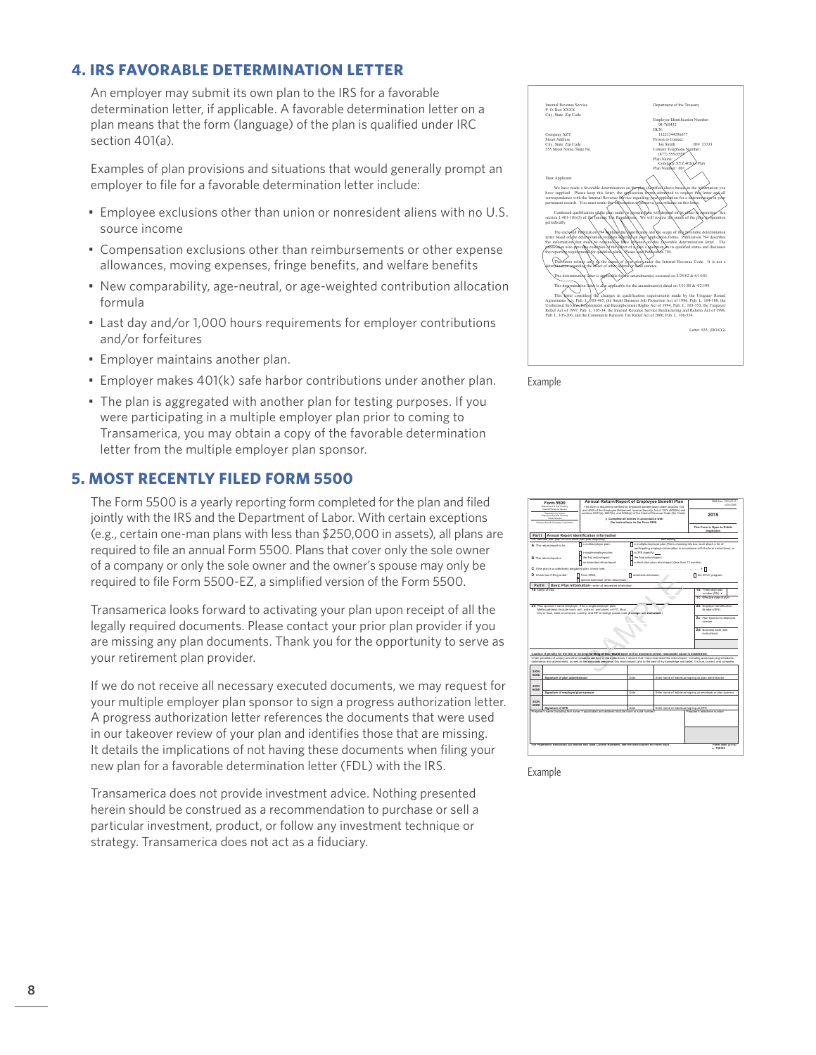## 4. IRS FAVORABLE DETERMINATION LETTER

An employer may submit its own plan to the IRS for a favorable determination letter, if applicable. A favorable determination letter on a plan means that the form (language) of the plan is qualified under IRC section 401(a).

Examples of plan provisions and situations that would generally prompt an employer to file for a favorable determination letter include:

- Employee exclusions other than union or nonresident aliens with no U.S. source income
- Compensation exclusions other than reimbursements or other expense allowances, moving expenses, fringe benefits, and welfare benefits
- New comparability, age-neutral, or age-weighted contribution allocation formula
- Last day and/or 1,000 hours requirements for employer contributions and/or forfeitures
- Employer maintains another plan.
- Employer makes 401(k) safe harbor contributions under another plan.
- The plan is aggregated with another plan for testing purposes. If you were participating in a multiple employer plan prior to coming to Transamerica, you may obtain a copy of the favorable determination letter from the multiple employer plan sponsor.

Example

## 5. MOST RECENTLY FILED FORM 5500

The Form 5500 is a yearly reporting form completed for the plan and filed jointly with the IRS and the Department of Labor. With certain exceptions (e.g., certain one-man plans with less than $250,000 in assets), all plans are required to file an annual Form 5500. Plans that cover only the sole owner of a company or only the sole owner and the owner's spouse may only be required to file Form 5500-EZ, a simplified version of the Form 5500.

Transamerica looks forward to activating your plan upon receipt of all the legally required documents. Please contact your prior plan provider if you are missing any plan documents. Thank you for the opportunity to serve as your retirement plan provider.

If we do not receive all necessary executed documents, we may request for your multiple employer plan sponsor to sign a progress authorization letter. A progress authorization letter references the documents that were used in our takeover review of your plan and identifies those that are missing. It details the implications of not having these documents when filing your new plan for a favorable determination letter (FDL) with the IRS.

Transamerica does not provide investment advice. Nothing presented herein should be construed as a recommendation to purchase or sell a particular investment, product, or follow any investment technique or strategy. Transamerica does not act as a fiduciary.

Example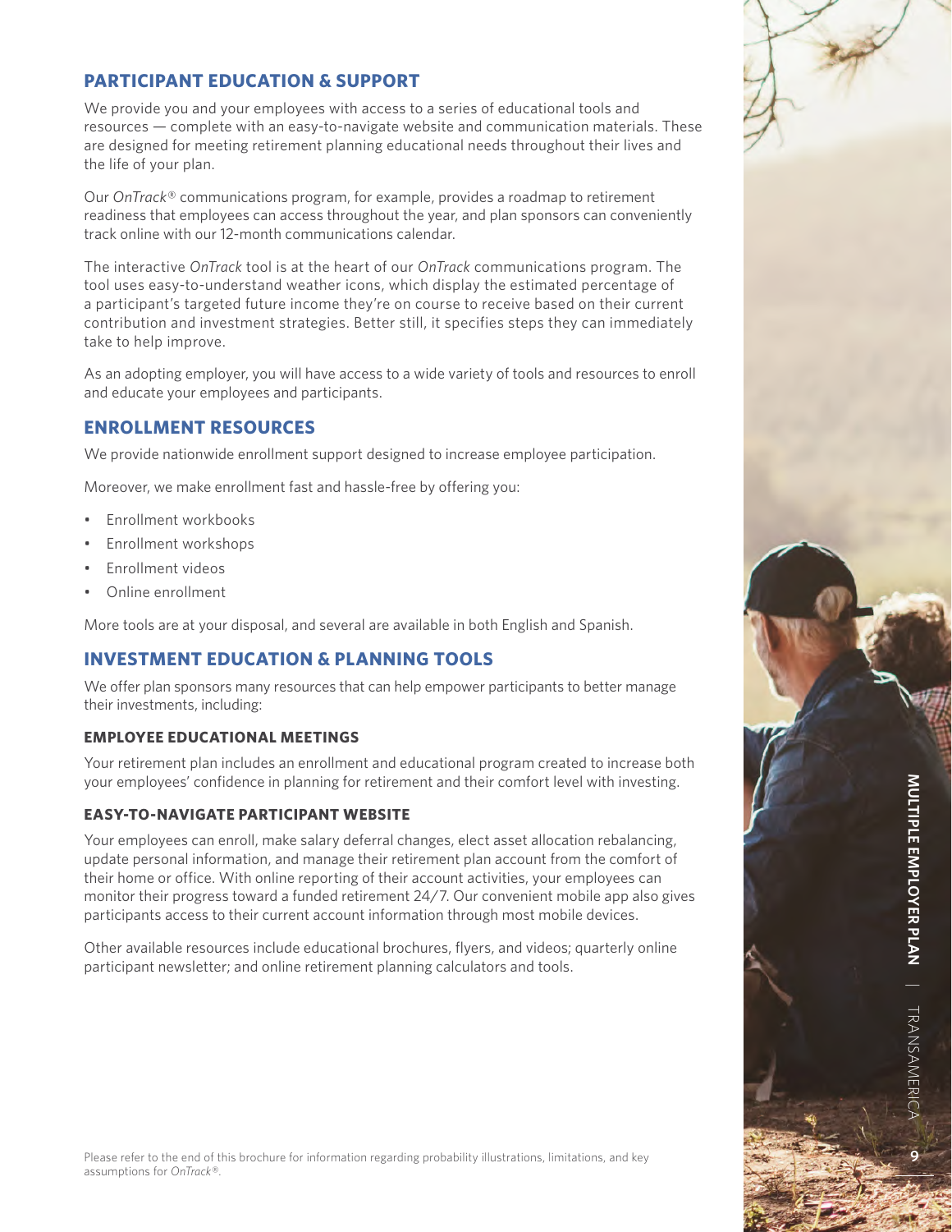## PARTICIPANT EDUCATION & SUPPORT

We provide you and your employees with access to a series of educational tools and resources — complete with an easy-to-navigate website and communication materials. These are designed for meeting retirement planning educational needs throughout their lives and the life of your plan.

Our *OnTrack®* communications program, for example, provides a roadmap to retirement readiness that employees can access throughout the year, and plan sponsors can conveniently track online with our 12-month communications calendar.

The interactive *OnTrack* tool is at the heart of our *OnTrack* communications program. The tool uses easy-to-understand weather icons, which display the estimated percentage of a participant's targeted future income they're on course to receive based on their current contribution and investment strategies. Better still, it specifies steps they can immediately take to help improve.

As an adopting employer, you will have access to a wide variety of tools and resources to enroll and educate your employees and participants.

## ENROLLMENT RESOURCES

We provide nationwide enrollment support designed to increase employee participation.

Moreover, we make enrollment fast and hassle-free by offering you:

- Enrollment workbooks
- Enrollment workshops
- Enrollment videos
- Online enrollment

More tools are at your disposal, and several are available in both English and Spanish.

## INVESTMENT EDUCATION & PLANNING TOOLS

We offer plan sponsors many resources that can help empower participants to better manage their investments, including:

### EMPLOYEE EDUCATIONAL MEETINGS

Your retirement plan includes an enrollment and educational program created to increase both your employees' confidence in planning for retirement and their comfort level with investing.

### EASY-TO-NAVIGATE PARTICIPANT WEBSITE

Your employees can enroll, make salary deferral changes, elect asset allocation rebalancing, update personal information, and manage their retirement plan account from the comfort of their home or office. With online reporting of their account activities, your employees can monitor their progress toward a funded retirement 24/7. Our convenient mobile app also gives participants access to their current account information through most mobile devices.

Other available resources include educational brochures, flyers, and videos; quarterly online participant newsletter; and online retirement planning calculators and tools.

Please refer to the end of this brochure for information regarding probability illustrations, limitations, and key assumptions for *OnTrack®*.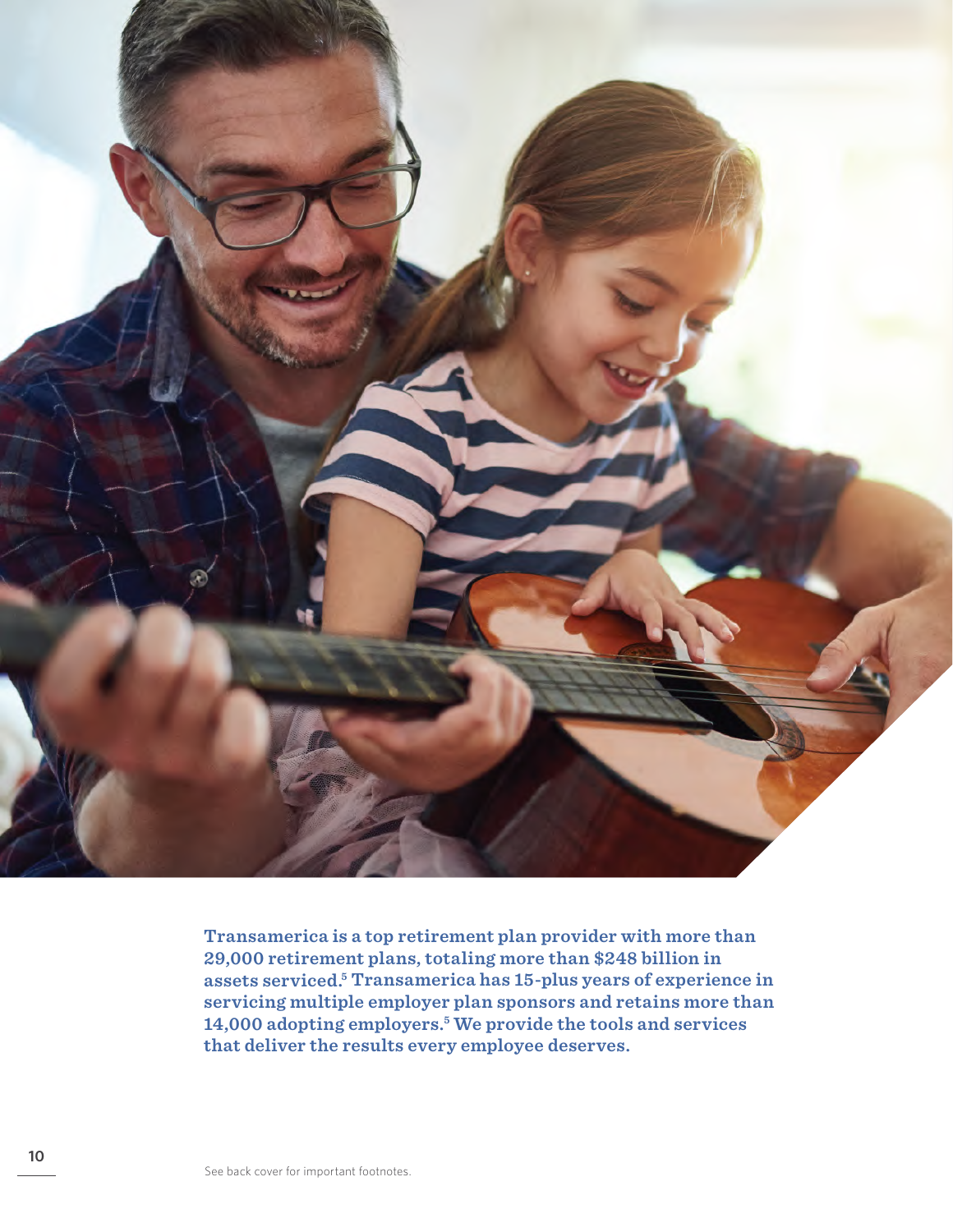**Transamerica is a top retirement plan provider with more than 29,000 retirement plans, totaling more than $248 billion in assets serviced.[5] Transamerica has 15-plus years of experience in servicing multiple employer plan sponsors and retains more than 14,000 adopting employers.[5] We provide the tools and services that deliver the results every employee deserves.**

See back cover for important footnotes.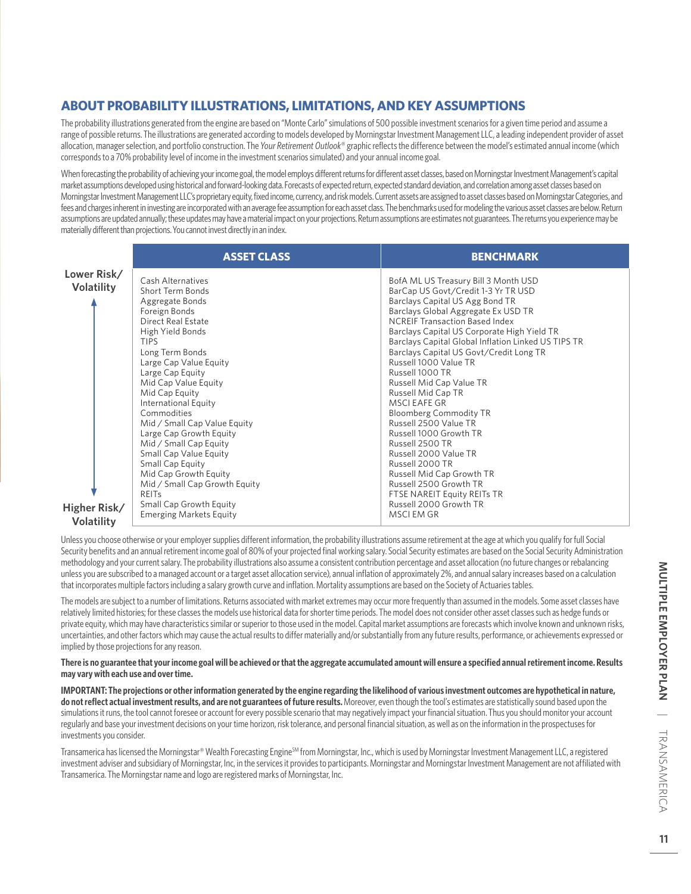## ABOUT PROBABILITY ILLUSTRATIONS, LIMITATIONS, AND KEY ASSUMPTIONS

The probability illustrations generated from the engine are based on "Monte Carlo" simulations of 500 possible investment scenarios for a given time period and assume a range of possible returns. The illustrations are generated according to models developed by Morningstar Investment Management LLC, a leading independent provider of asset allocation, manager selection, and portfolio construction. The *Your Retirement Outlook®* graphic reflects the difference between the model's estimated annual income (which corresponds to a 70% probability level of income in the investment scenarios simulated) and your annual income goal.

When forecasting the probability of achieving your income goal, the model employs different returns for different asset classes, based on Morningstar Investment Management's capital market assumptions developed using historical and forward-looking data. Forecasts of expected return, expected standard deviation, and correlation among asset classes based on Morningstar Investment Management LLC's proprietary equity, fixed income, currency, and risk models. Current assets are assigned to asset classes based on Morningstar Categories, and fees and charges inherent in investing are incorporated with an average fee assumption for each asset class. The benchmarks used for modeling the various asset classes are below. Return assumptions are updated annually; these updates may have a material impact on your projections. Return assumptions are estimates not guarantees. The returns you experience may be materially different than projections. You cannot invest directly in an index.

Lower Risk/Volatility ↑ … ↓ Higher Risk/Volatility

| ASSET CLASS | BENCHMARK |
|---|---|
| Cash Alternatives | BofA ML US Treasury Bill 3 Month USD |
| Short Term Bonds | BarCap US Govt/Credit 1-3 Yr TR USD |
| Aggregate Bonds | Barclays Capital US Agg Bond TR |
| Foreign Bonds | Barclays Global Aggregate Ex USD TR |
| Direct Real Estate | NCREIF Transaction Based Index |
| High Yield Bonds | Barclays Capital US Corporate High Yield TR |
| TIPS | Barclays Capital Global Inflation Linked US TIPS TR |
| Long Term Bonds | Barclays Capital US Govt/Credit Long TR |
| Large Cap Value Equity | Russell 1000 Value TR |
| Large Cap Equity | Russell 1000 TR |
| Mid Cap Value Equity | Russell Mid Cap Value TR |
| Mid Cap Equity | Russell Mid Cap TR |
| International Equity | MSCI EAFE GR |
| Commodities | Bloomberg Commodity TR |
| Mid / Small Cap Value Equity | Russell 2500 Value TR |
| Large Cap Growth Equity | Russell 1000 Growth TR |
| Mid / Small Cap Equity | Russell 2500 TR |
| Small Cap Value Equity | Russell 2000 Value TR |
| Small Cap Equity | Russell 2000 TR |
| Mid Cap Growth Equity | Russell Mid Cap Growth TR |
| Mid / Small Cap Growth Equity | Russell 2500 Growth TR |
| REITs | FTSE NAREIT Equity REITs TR |
| Small Cap Growth Equity | Russell 2000 Growth TR |
| Emerging Markets Equity | MSCI EM GR |

Unless you choose otherwise or your employer supplies different information, the probability illustrations assume retirement at the age at which you qualify for full Social Security benefits and an annual retirement income goal of 80% of your projected final working salary. Social Security estimates are based on the Social Security Administration methodology and your current salary. The probability illustrations also assume a consistent contribution percentage and asset allocation (no future changes or rebalancing unless you are subscribed to a managed account or a target asset allocation service), annual inflation of approximately 2%, and annual salary increases based on a calculation that incorporates multiple factors including a salary growth curve and inflation. Mortality assumptions are based on the Society of Actuaries tables.

The models are subject to a number of limitations. Returns associated with market extremes may occur more frequently than assumed in the models. Some asset classes have relatively limited histories; for these classes the models use historical data for shorter time periods. The model does not consider other asset classes such as hedge funds or private equity, which may have characteristics similar or superior to those used in the model. Capital market assumptions are forecasts which involve known and unknown risks, uncertainties, and other factors which may cause the actual results to differ materially and/or substantially from any future results, performance, or achievements expressed or implied by those projections for any reason.

**There is no guarantee that your income goal will be achieved or that the aggregate accumulated amount will ensure a specified annual retirement income. Results may vary with each use and over time.**

**IMPORTANT: The projections or other information generated by the engine regarding the likelihood of various investment outcomes are hypothetical in nature, do not reflect actual investment results, and are not guarantees of future results.** Moreover, even though the tool's estimates are statistically sound based upon the simulations it runs, the tool cannot foresee or account for every possible scenario that may negatively impact your financial situation. Thus you should monitor your account regularly and base your investment decisions on your time horizon, risk tolerance, and personal financial situation, as well as on the information in the prospectuses for investments you consider.

Transamerica has licensed the Morningstar® Wealth Forecasting Engine℠ from Morningstar, Inc., which is used by Morningstar Investment Management LLC, a registered investment adviser and subsidiary of Morningstar, Inc, in the services it provides to participants. Morningstar and Morningstar Investment Management are not affiliated with Transamerica. The Morningstar name and logo are registered marks of Morningstar, Inc.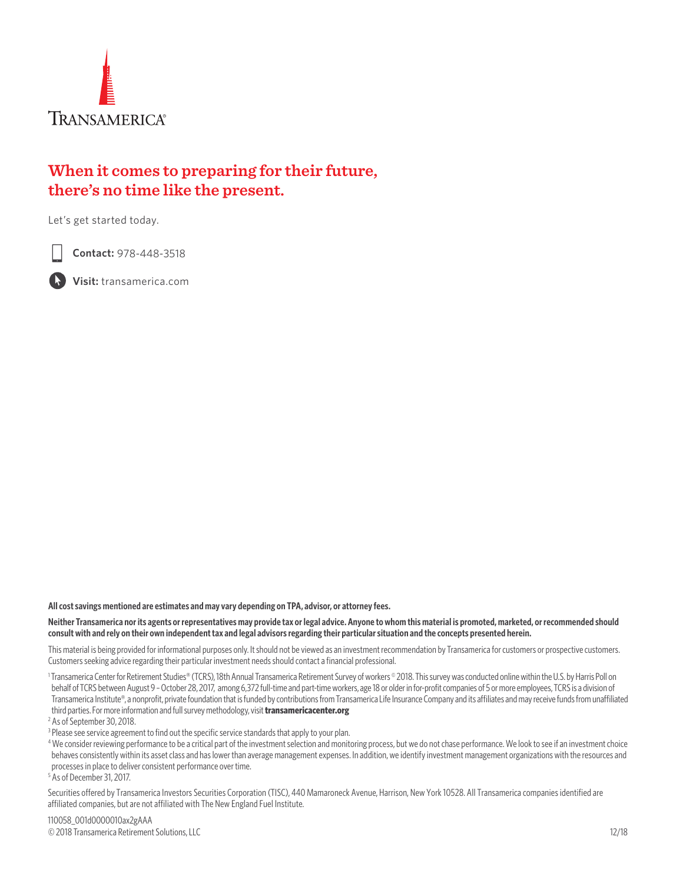TRANSAMERICA®

## When it comes to preparing for their future, there's no time like the present.

Let's get started today.

**Contact:** 978-448-3518

**Visit:** transamerica.com

**All cost savings mentioned are estimates and may vary depending on TPA, advisor, or attorney fees.**

**Neither Transamerica nor its agents or representatives may provide tax or legal advice. Anyone to whom this material is promoted, marketed, or recommended should consult with and rely on their own independent tax and legal advisors regarding their particular situation and the concepts presented herein.**

This material is being provided for informational purposes only. It should not be viewed as an investment recommendation by Transamerica for customers or prospective customers. Customers seeking advice regarding their particular investment needs should contact a financial professional.

[1] Transamerica Center for Retirement Studies® (TCRS), 18th Annual Transamerica Retirement Survey of workers © 2018. This survey was conducted online within the U.S. by Harris Poll on behalf of TCRS between August 9 – October 28, 2017, among 6,372 full-time and part-time workers, age 18 or older in for-profit companies of 5 or more employees, TCRS is a division of Transamerica Institute®, a nonprofit, private foundation that is funded by contributions from Transamerica Life Insurance Company and its affiliates and may receive funds from unaffiliated third parties. For more information and full survey methodology, visit **transamericacenter.org**

[2] As of September 30, 2018.

[3] Please see service agreement to find out the specific service standards that apply to your plan.

[4] We consider reviewing performance to be a critical part of the investment selection and monitoring process, but we do not chase performance. We look to see if an investment choice behaves consistently within its asset class and has lower than average management expenses. In addition, we identify investment management organizations with the resources and processes in place to deliver consistent performance over time.

[5] As of December 31, 2017.

Securities offered by Transamerica Investors Securities Corporation (TISC), 440 Mamaroneck Avenue, Harrison, New York 10528. All Transamerica companies identified are affiliated companies, but are not affiliated with The New England Fuel Institute.

110058_001d0000010ax2gAAA
© 2018 Transamerica Retirement Solutions, LLC

12/18